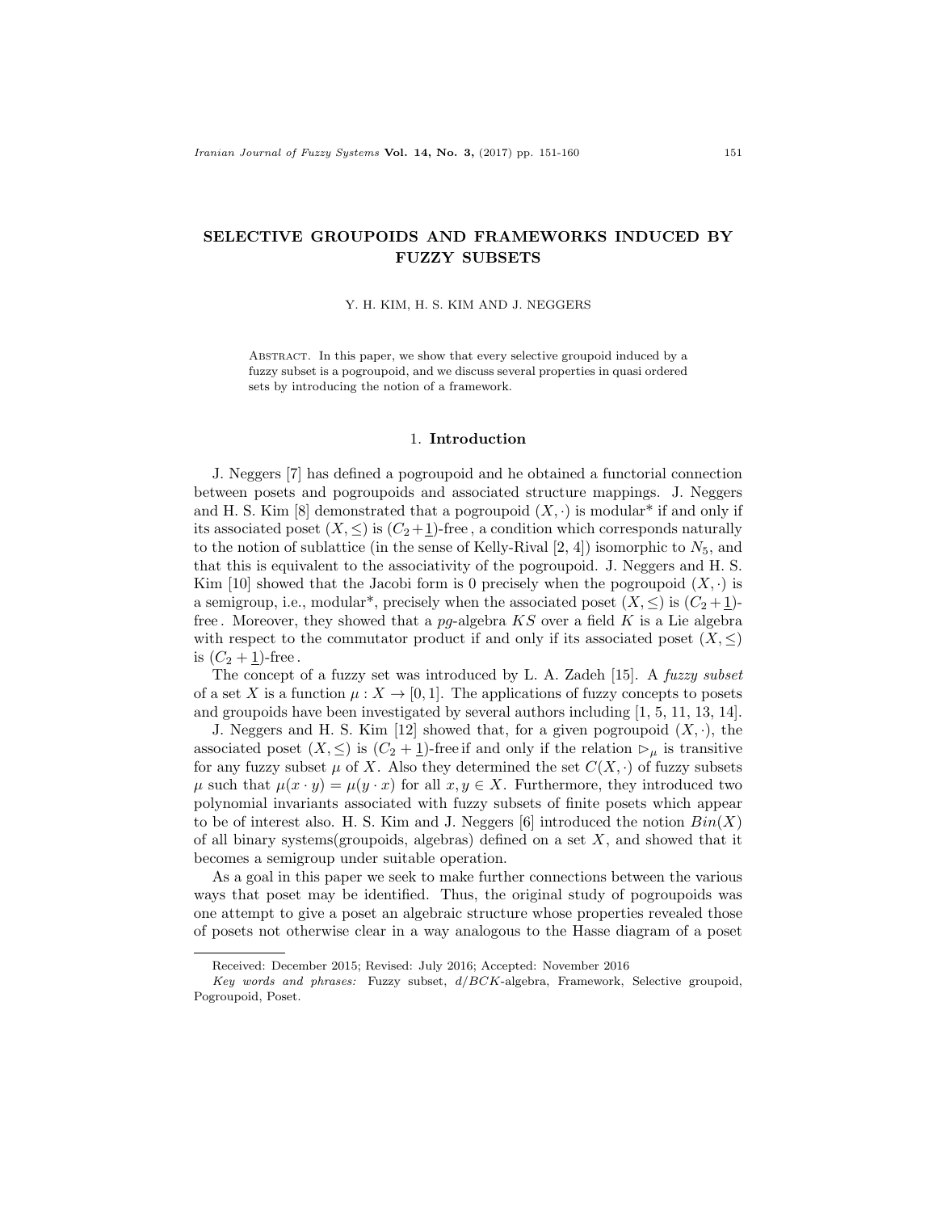# SELECTIVE GROUPOIDS AND FRAMEWORKS INDUCED BY FUZZY SUBSETS

Y. H. KIM, H. S. KIM AND J. NEGGERS

Abstract. In this paper, we show that every selective groupoid induced by a fuzzy subset is a pogroupoid, and we discuss several properties in quasi ordered sets by introducing the notion of a framework.

## 1. Introduction

J. Neggers [7] has defined a pogroupoid and he obtained a functorial connection between posets and pogroupoids and associated structure mappings. J. Neggers and H. S. Kim [8] demonstrated that a pogroupoid $(X, \cdot)$ is modular* if and only if its associated poset $(X, \leq)$ is $(C_2 + \underline{1})$-free, a condition which corresponds naturally to the notion of sublattice (in the sense of Kelly-Rival [2, 4]) isomorphic to $N_5$, and that this is equivalent to the associativity of the pogroupoid. J. Neggers and H. S. Kim [10] showed that the Jacobi form is 0 precisely when the pogroupoid $(X, \cdot)$ is a semigroup, i.e., modular*, precisely when the associated poset $(X, \leq)$ is $(C_2 + \underline{1})$-free. Moreover, they showed that a *pg*-algebra $KS$ over a field $K$ is a Lie algebra with respect to the commutator product if and only if its associated poset $(X, \leq)$ is $(C_2 + \underline{1})$-free.

The concept of a fuzzy set was introduced by L. A. Zadeh [15]. A *fuzzy subset* of a set $X$ is a function $\mu : X \to [0, 1]$. The applications of fuzzy concepts to posets and groupoids have been investigated by several authors including [1, 5, 11, 13, 14].

J. Neggers and H. S. Kim [12] showed that, for a given pogroupoid $(X, \cdot)$, the associated poset $(X, \leq)$ is $(C_2 + \underline{1})$-free if and only if the relation $\rhd_\mu$ is transitive for any fuzzy subset $\mu$ of $X$. Also they determined the set $C(X, \cdot)$ of fuzzy subsets $\mu$ such that $\mu(x \cdot y) = \mu(y \cdot x)$ for all $x, y \in X$. Furthermore, they introduced two polynomial invariants associated with fuzzy subsets of finite posets which appear to be of interest also. H. S. Kim and J. Neggers [6] introduced the notion $Bin(X)$ of all binary systems(groupoids, algebras) defined on a set $X$, and showed that it becomes a semigroup under suitable operation.

As a goal in this paper we seek to make further connections between the various ways that poset may be identified. Thus, the original study of pogroupoids was one attempt to give a poset an algebraic structure whose properties revealed those of posets not otherwise clear in a way analogous to the Hasse diagram of a poset

Received: December 2015; Revised: July 2016; Accepted: November 2016

*Key words and phrases:* Fuzzy subset, $d/BCK$-algebra, Framework, Selective groupoid, Pogroupoid, Poset.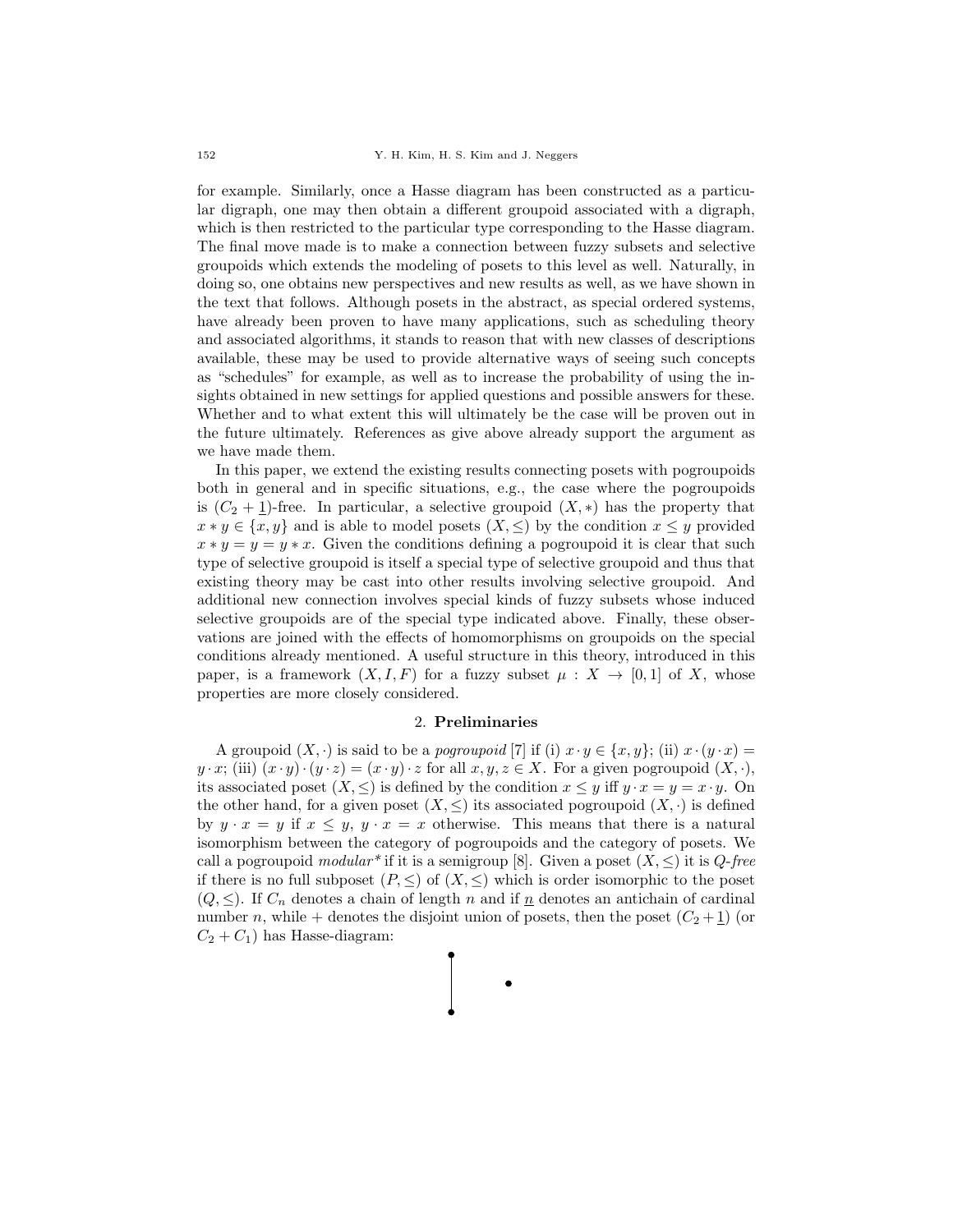for example. Similarly, once a Hasse diagram has been constructed as a particular digraph, one may then obtain a different groupoid associated with a digraph, which is then restricted to the particular type corresponding to the Hasse diagram. The final move made is to make a connection between fuzzy subsets and selective groupoids which extends the modeling of posets to this level as well. Naturally, in doing so, one obtains new perspectives and new results as well, as we have shown in the text that follows. Although posets in the abstract, as special ordered systems, have already been proven to have many applications, such as scheduling theory and associated algorithms, it stands to reason that with new classes of descriptions available, these may be used to provide alternative ways of seeing such concepts as "schedules" for example, as well as to increase the probability of using the insights obtained in new settings for applied questions and possible answers for these. Whether and to what extent this will ultimately be the case will be proven out in the future ultimately. References as give above already support the argument as we have made them.

In this paper, we extend the existing results connecting posets with pogroupoids both in general and in specific situations, e.g., the case where the pogroupoids is $(C_2 + \underline{1})$-free. In particular, a selective groupoid $(X, *)$ has the property that $x * y \in \{x, y\}$ and is able to model posets $(X, \leq)$ by the condition $x \leq y$ provided $x * y = y = y * x$. Given the conditions defining a pogroupoid it is clear that such type of selective groupoid is itself a special type of selective groupoid and thus that existing theory may be cast into other results involving selective groupoid. And additional new connection involves special kinds of fuzzy subsets whose induced selective groupoids are of the special type indicated above. Finally, these observations are joined with the effects of homomorphisms on groupoids on the special conditions already mentioned. A useful structure in this theory, introduced in this paper, is a framework $(X, I, F)$ for a fuzzy subset $\mu : X \to [0, 1]$ of $X$, whose properties are more closely considered.

## 2. Preliminaries

A groupoid $(X, \cdot)$ is said to be a *pogroupoid* [7] if (i) $x \cdot y \in \{x, y\}$; (ii) $x \cdot (y \cdot x) = y \cdot x$; (iii) $(x \cdot y) \cdot (y \cdot z) = (x \cdot y) \cdot z$ for all $x, y, z \in X$. For a given pogroupoid $(X, \cdot)$, its associated poset $(X, \leq)$ is defined by the condition $x \leq y$ iff $y \cdot x = y = x \cdot y$. On the other hand, for a given poset $(X, \leq)$ its associated pogroupoid $(X, \cdot)$ is defined by $y \cdot x = y$ if $x \leq y$, $y \cdot x = x$ otherwise. This means that there is a natural isomorphism between the category of pogroupoids and the category of posets. We call a pogroupoid *modular\** if it is a semigroup [8]. Given a poset $(X, \leq)$ it is *Q-free* if there is no full subposet $(P, \leq)$ of $(X, \leq)$ which is order isomorphic to the poset $(Q, \leq)$. If $C_n$ denotes a chain of length $n$ and if $\underline{n}$ denotes an antichain of cardinal number $n$, while $+$ denotes the disjoint union of posets, then the poset $(C_2 + \underline{1})$ (or $C_2 + C_1$) has Hasse-diagram: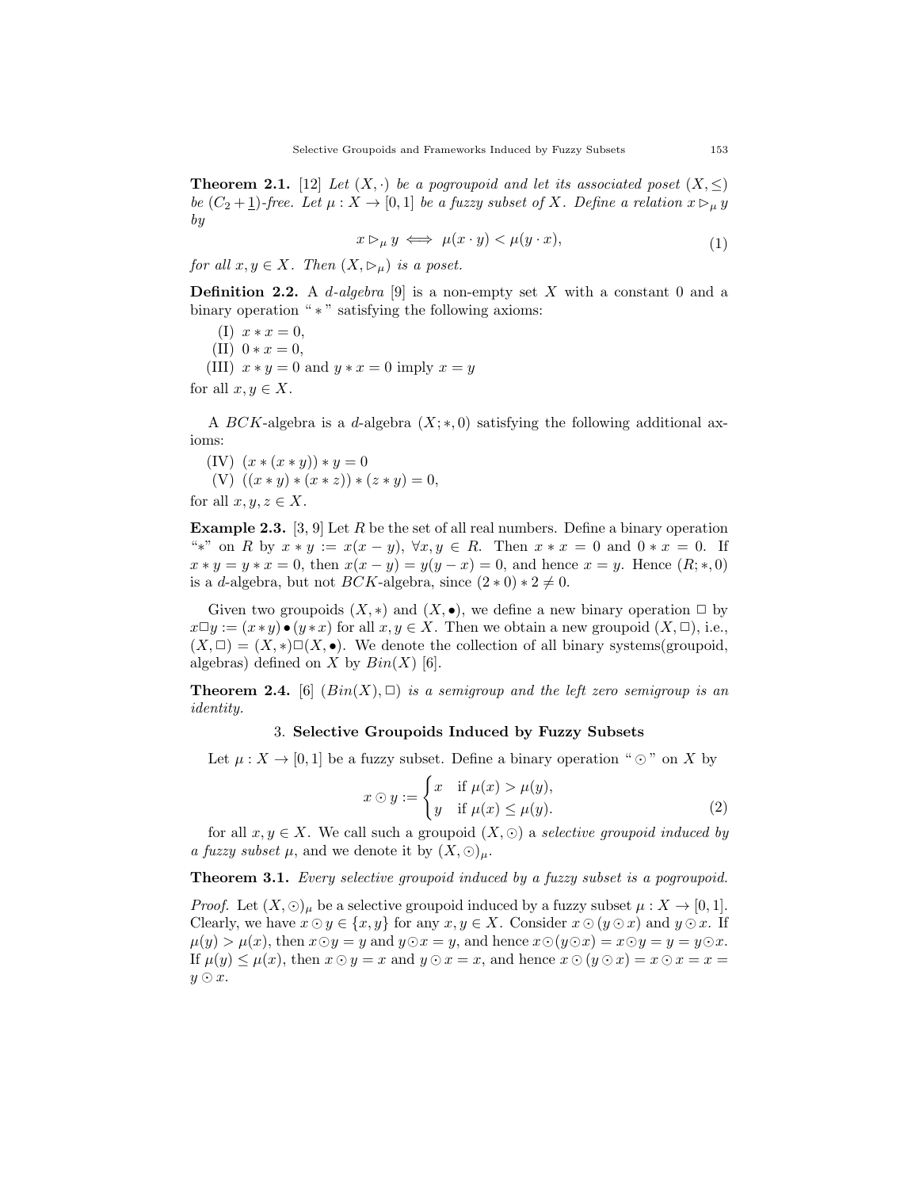**Theorem 2.1.** [12] *Let $(X, \cdot)$ be a pogroupoid and let its associated poset $(X, \leq)$ be $(C_2 + \underline{1})$-free. Let $\mu : X \to [0, 1]$ be a fuzzy subset of $X$. Define a relation $x \rhd_\mu y$ by*

$$x \rhd_\mu y \iff \mu(x \cdot y) < \mu(y \cdot x), \tag{1}$$

*for all $x, y \in X$. Then $(X, \rhd_\mu)$ is a poset.*

**Definition 2.2.** A *d-algebra* [9] is a non-empty set $X$ with a constant 0 and a binary operation " $*$ " satisfying the following axioms:

(I) $x * x = 0$,
(II) $0 * x = 0$,
(III) $x * y = 0$ and $y * x = 0$ imply $x = y$

for all $x, y \in X$.

A $BCK$-algebra is a $d$-algebra $(X; *, 0)$ satisfying the following additional axioms:

(IV) $(x * (x * y)) * y = 0$
(V) $((x * y) * (x * z)) * (z * y) = 0$,

for all $x, y, z \in X$.

**Example 2.3.** [3, 9] Let $R$ be the set of all real numbers. Define a binary operation "$*$" on $R$ by $x * y := x(x - y)$, $\forall x, y \in R$. Then $x * x = 0$ and $0 * x = 0$. If $x * y = y * x = 0$, then $x(x - y) = y(y - x) = 0$, and hence $x = y$. Hence $(R; *, 0)$ is a $d$-algebra, but not $BCK$-algebra, since $(2 * 0) * 2 \neq 0$.

Given two groupoids $(X, *)$ and $(X, \bullet)$, we define a new binary operation $\Box$ by $x \Box y := (x * y) \bullet (y * x)$ for all $x, y \in X$. Then we obtain a new groupoid $(X, \Box)$, i.e., $(X, \Box) = (X, *)\Box(X, \bullet)$. We denote the collection of all binary systems(groupoid, algebras) defined on $X$ by $Bin(X)$ [6].

**Theorem 2.4.** [6] *$(Bin(X), \Box)$ is a semigroup and the left zero semigroup is an identity.*

## 3. Selective Groupoids Induced by Fuzzy Subsets

Let $\mu : X \to [0, 1]$ be a fuzzy subset. Define a binary operation " $\odot$ " on $X$ by

$$x \odot y := \begin{cases} x & \text{if } \mu(x) > \mu(y), \\ y & \text{if } \mu(x) \leq \mu(y). \end{cases} \tag{2}$$

for all $x, y \in X$. We call such a groupoid $(X, \odot)$ a *selective groupoid induced by a fuzzy subset* $\mu$, and we denote it by $(X, \odot)_\mu$.

**Theorem 3.1.** *Every selective groupoid induced by a fuzzy subset is a pogroupoid.*

*Proof.* Let $(X, \odot)_\mu$ be a selective groupoid induced by a fuzzy subset $\mu : X \to [0, 1]$. Clearly, we have $x \odot y \in \{x, y\}$ for any $x, y \in X$. Consider $x \odot (y \odot x)$ and $y \odot x$. If $\mu(y) > \mu(x)$, then $x \odot y = y$ and $y \odot x = y$, and hence $x \odot (y \odot x) = x \odot y = y = y \odot x$. If $\mu(y) \leq \mu(x)$, then $x \odot y = x$ and $y \odot x = x$, and hence $x \odot (y \odot x) = x \odot x = x = y \odot x$.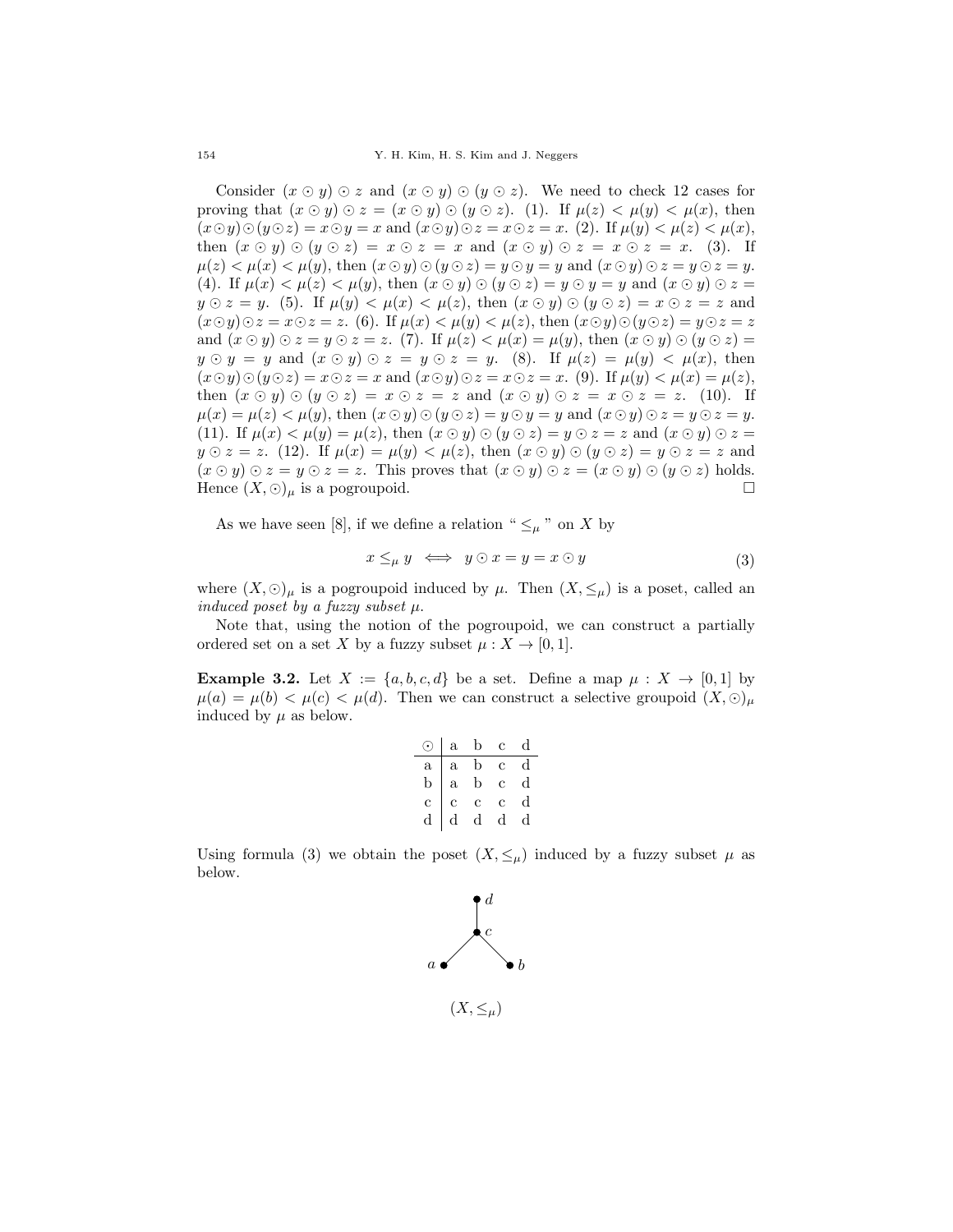Consider $(x \odot y) \odot z$ and $(x \odot y) \odot (y \odot z)$. We need to check 12 cases for proving that $(x \odot y) \odot z = (x \odot y) \odot (y \odot z)$. (1). If $\mu(z) < \mu(y) < \mu(x)$, then $(x \odot y) \odot (y \odot z) = x \odot y = x$ and $(x \odot y) \odot z = x \odot z = x$. (2). If $\mu(y) < \mu(z) < \mu(x)$, then $(x \odot y) \odot (y \odot z) = x \odot z = x$ and $(x \odot y) \odot z = x \odot z = x$. (3). If $\mu(z) < \mu(x) < \mu(y)$, then $(x \odot y) \odot (y \odot z) = y \odot y = y$ and $(x \odot y) \odot z = y \odot z = y$. (4). If $\mu(x) < \mu(z) < \mu(y)$, then $(x \odot y) \odot (y \odot z) = y \odot y = y$ and $(x \odot y) \odot z = y \odot z = y$. (5). If $\mu(y) < \mu(x) < \mu(z)$, then $(x \odot y) \odot (y \odot z) = x \odot z = z$ and $(x \odot y) \odot z = x \odot z = z$. (6). If $\mu(x) < \mu(y) < \mu(z)$, then $(x \odot y) \odot (y \odot z) = y \odot z = z$ and $(x \odot y) \odot z = y \odot z = z$. (7). If $\mu(z) < \mu(x) = \mu(y)$, then $(x \odot y) \odot (y \odot z) = y \odot y = y$ and $(x \odot y) \odot z = y \odot z = y$. (8). If $\mu(z) = \mu(y) < \mu(x)$, then $(x \odot y) \odot (y \odot z) = x \odot z = x$ and $(x \odot y) \odot z = x \odot z = x$. (9). If $\mu(y) < \mu(x) = \mu(z)$, then $(x \odot y) \odot (y \odot z) = x \odot z = z$ and $(x \odot y) \odot z = x \odot z = z$. (10). If $\mu(x) = \mu(z) < \mu(y)$, then $(x \odot y) \odot (y \odot z) = y \odot y = y$ and $(x \odot y) \odot z = y \odot z = y$. (11). If $\mu(x) < \mu(y) = \mu(z)$, then $(x \odot y) \odot (y \odot z) = y \odot z = z$ and $(x \odot y) \odot z = y \odot z = z$. (12). If $\mu(x) = \mu(y) < \mu(z)$, then $(x \odot y) \odot (y \odot z) = y \odot z = z$ and $(x \odot y) \odot z = y \odot z = z$. This proves that $(x \odot y) \odot z = (x \odot y) \odot (y \odot z)$ holds. Hence $(X, \odot)_\mu$ is a pogroupoid. □

As we have seen [8], if we define a relation " $\leq_\mu$ " on $X$ by

$$x \leq_\mu y \iff y \odot x = y = x \odot y \tag{3}$$

where $(X, \odot)_\mu$ is a pogroupoid induced by $\mu$. Then $(X, \leq_\mu)$ is a poset, called an *induced poset by a fuzzy subset* $\mu$.

Note that, using the notion of the pogroupoid, we can construct a partially ordered set on a set $X$ by a fuzzy subset $\mu : X \to [0, 1]$.

**Example 3.2.** Let $X := \{a, b, c, d\}$ be a set. Define a map $\mu : X \to [0, 1]$ by $\mu(a) = \mu(b) < \mu(c) < \mu(d)$. Then we can construct a selective groupoid $(X, \odot)_\mu$ induced by $\mu$ as below.

| $\odot$ | a | b | c | d |
|---|---|---|---|---|
| a | a | b | c | d |
| b | a | b | c | d |
| c | c | c | c | d |
| d | d | d | d | d |

Using formula (3) we obtain the poset $(X, \leq_\mu)$ induced by a fuzzy subset $\mu$ as below.

$(X, \leq_\mu)$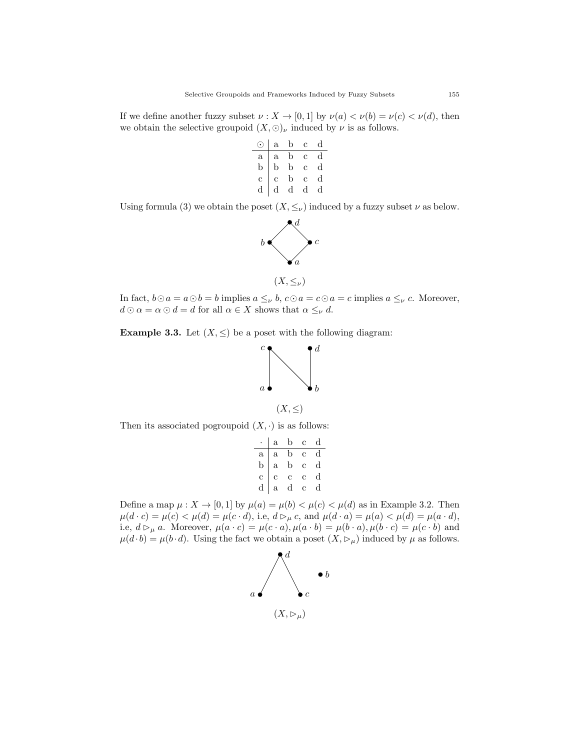If we define another fuzzy subset $\nu : X \to [0, 1]$ by $\nu(a) < \nu(b) = \nu(c) < \nu(d)$, then we obtain the selective groupoid $(X, \odot)_\nu$ induced by $\nu$ is as follows.

| $\odot$ | a | b | c | d |
|---|---|---|---|---|
| a | a | b | c | d |
| b | b | b | c | d |
| c | c | b | c | d |
| d | d | d | d | d |

Using formula (3) we obtain the poset $(X, \leq_\nu)$ induced by a fuzzy subset $\nu$ as below.

$(X, \leq_\nu)$

In fact, $b \odot a = a \odot b = b$ implies $a \leq_\nu b$, $c \odot a = c \odot a = c$ implies $a \leq_\nu c$. Moreover, $d \odot \alpha = \alpha \odot d = d$ for all $\alpha \in X$ shows that $\alpha \leq_\nu d$.

**Example 3.3.** Let $(X, \leq)$ be a poset with the following diagram:

$(X, \leq)$

Then its associated pogroupoid $(X, \cdot)$ is as follows:

| $\cdot$ | a | b | c | d |
|---|---|---|---|---|
| a | a | b | c | d |
| b | a | b | c | d |
| c | c | c | c | d |
| d | a | d | c | d |

Define a map $\mu : X \to [0, 1]$ by $\mu(a) = \mu(b) < \mu(c) < \mu(d)$ as in Example 3.2. Then $\mu(d \cdot c) = \mu(c) < \mu(d) = \mu(c \cdot d)$, i.e, $d \rhd_\mu c$, and $\mu(d \cdot a) = \mu(a) < \mu(d) = \mu(a \cdot d)$, i.e, $d \rhd_\mu a$. Moreover, $\mu(a \cdot c) = \mu(c \cdot a), \mu(a \cdot b) = \mu(b \cdot a), \mu(b \cdot c) = \mu(c \cdot b)$ and $\mu(d \cdot b) = \mu(b \cdot d)$. Using the fact we obtain a poset $(X, \rhd_\mu)$ induced by $\mu$ as follows.

$(X, \rhd_\mu)$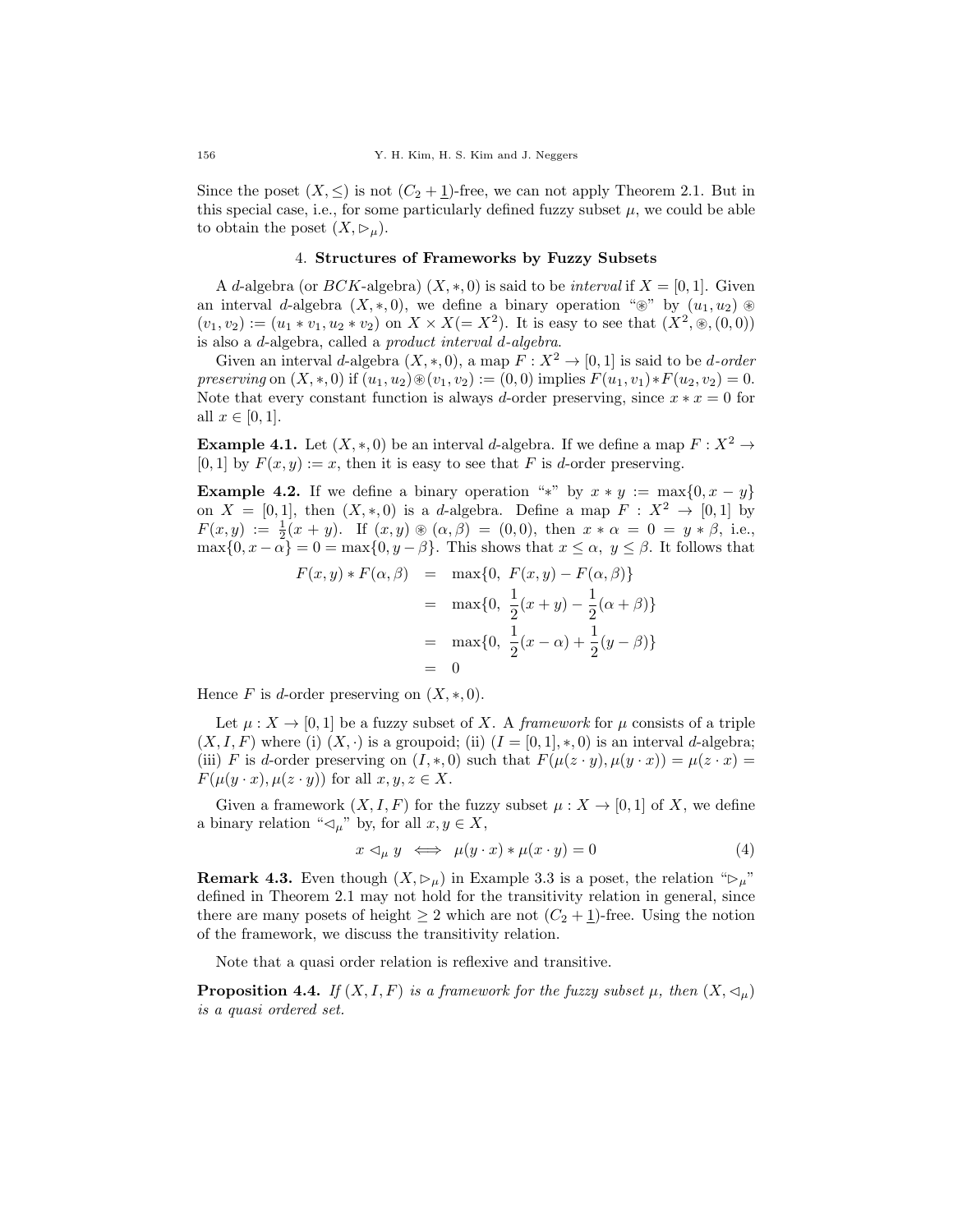Since the poset $(X, \leq)$ is not $(C_2 + \underline{1})$-free, we can not apply Theorem 2.1. But in this special case, i.e., for some particularly defined fuzzy subset $\mu$, we could be able to obtain the poset $(X, \rhd_\mu)$.

## 4. Structures of Frameworks by Fuzzy Subsets

A $d$-algebra (or $BCK$-algebra) $(X, *, 0)$ is said to be *interval* if $X = [0, 1]$. Given an interval $d$-algebra $(X, *, 0)$, we define a binary operation "$\circledast$" by $(u_1, u_2) \circledast (v_1, v_2) := (u_1 * v_1, u_2 * v_2)$ on $X \times X (= X^2)$. It is easy to see that $(X^2, \circledast, (0, 0))$ is also a $d$-algebra, called a *product interval d-algebra*.

Given an interval $d$-algebra $(X, *, 0)$, a map $F : X^2 \to [0, 1]$ is said to be *d-order preserving* on $(X, *, 0)$ if $(u_1, u_2) \circledast (v_1, v_2) := (0, 0)$ implies $F(u_1, v_1) * F(u_2, v_2) = 0$. Note that every constant function is always $d$-order preserving, since $x * x = 0$ for all $x \in [0, 1]$.

**Example 4.1.** Let $(X, *, 0)$ be an interval $d$-algebra. If we define a map $F : X^2 \to [0, 1]$ by $F(x, y) := x$, then it is easy to see that $F$ is $d$-order preserving.

**Example 4.2.** If we define a binary operation "$*$" by $x * y := \max\{0, x - y\}$ on $X = [0, 1]$, then $(X, *, 0)$ is a $d$-algebra. Define a map $F : X^2 \to [0, 1]$ by $F(x, y) := \frac{1}{2}(x + y)$. If $(x, y) \circledast (\alpha, \beta) = (0, 0)$, then $x * \alpha = 0 = y * \beta$, i.e., $\max\{0, x - \alpha\} = 0 = \max\{0, y - \beta\}$. This shows that $x \leq \alpha,\ y \leq \beta$. It follows that

$$
\begin{aligned}
F(x, y) * F(\alpha, \beta) &= \max\{0,\ F(x, y) - F(\alpha, \beta)\} \\
&= \max\{0,\ \frac{1}{2}(x + y) - \frac{1}{2}(\alpha + \beta)\} \\
&= \max\{0,\ \frac{1}{2}(x - \alpha) + \frac{1}{2}(y - \beta)\} \\
&= 0
\end{aligned}
$$

Hence $F$ is $d$-order preserving on $(X, *, 0)$.

Let $\mu : X \to [0, 1]$ be a fuzzy subset of $X$. A *framework* for $\mu$ consists of a triple $(X, I, F)$ where (i) $(X, \cdot)$ is a groupoid; (ii) $(I = [0, 1], *, 0)$ is an interval $d$-algebra; (iii) $F$ is $d$-order preserving on $(I, *, 0)$ such that $F(\mu(z \cdot y), \mu(y \cdot x)) = \mu(z \cdot x) = F(\mu(y \cdot x), \mu(z \cdot y))$ for all $x, y, z \in X$.

Given a framework $(X, I, F)$ for the fuzzy subset $\mu : X \to [0, 1]$ of $X$, we define a binary relation "$\lhd_\mu$" by, for all $x, y \in X$,

$$
x \lhd_\mu y \iff \mu(y \cdot x) * \mu(x \cdot y) = 0 \tag{4}
$$

**Remark 4.3.** Even though $(X, \rhd_\mu)$ in Example 3.3 is a poset, the relation "$\rhd_\mu$" defined in Theorem 2.1 may not hold for the transitivity relation in general, since there are many posets of height $\geq 2$ which are not $(C_2 + \underline{1})$-free. Using the notion of the framework, we discuss the transitivity relation.

Note that a quasi order relation is reflexive and transitive.

**Proposition 4.4.** *If $(X, I, F)$ is a framework for the fuzzy subset $\mu$, then $(X, \lhd_\mu)$ is a quasi ordered set.*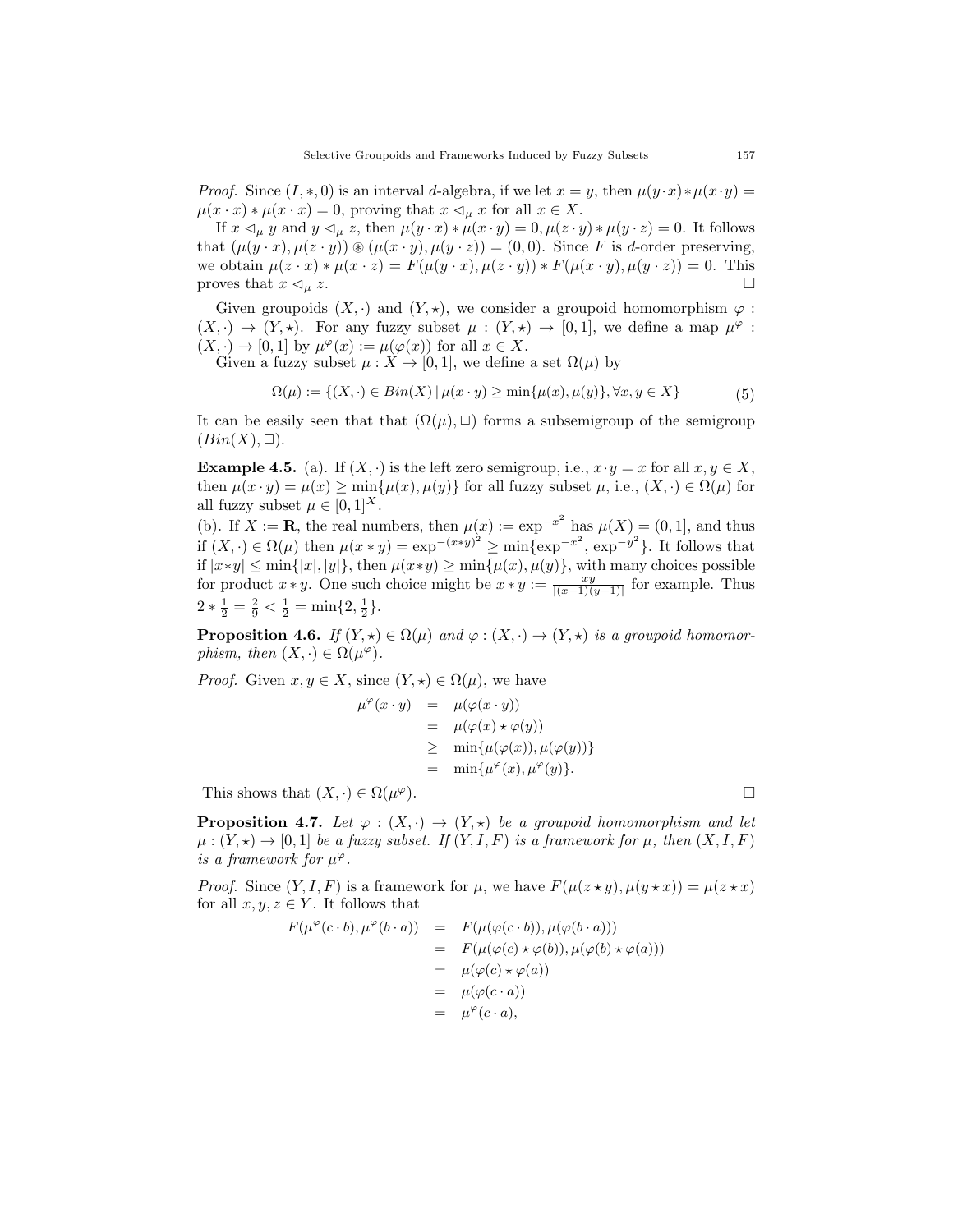*Proof.* Since $(I, *, 0)$ is an interval $d$-algebra, if we let $x = y$, then $\mu(y \cdot x) * \mu(x \cdot y) = \mu(x \cdot x) * \mu(x \cdot x) = 0$, proving that $x \lhd_\mu x$ for all $x \in X$.

If $x \lhd_\mu y$ and $y \lhd_\mu z$, then $\mu(y \cdot x) * \mu(x \cdot y) = 0, \mu(z \cdot y) * \mu(y \cdot z) = 0$. It follows that $(\mu(y \cdot x), \mu(z \cdot y)) \circledast (\mu(x \cdot y), \mu(y \cdot z)) = (0, 0)$. Since $F$ is $d$-order preserving, we obtain $\mu(z \cdot x) * \mu(x \cdot z) = F(\mu(y \cdot x), \mu(z \cdot y)) * F(\mu(x \cdot y), \mu(y \cdot z)) = 0$. This proves that $x \lhd_\mu z$. $\square$

Given groupoids $(X, \cdot)$ and $(Y, \star)$, we consider a groupoid homomorphism $\varphi : (X, \cdot) \to (Y, \star)$. For any fuzzy subset $\mu : (Y, \star) \to [0, 1]$, we define a map $\mu^\varphi : (X, \cdot) \to [0, 1]$ by $\mu^\varphi(x) := \mu(\varphi(x))$ for all $x \in X$.

Given a fuzzy subset $\mu : X \to [0, 1]$, we define a set $\Omega(\mu)$ by

$$\Omega(\mu) := \{(X, \cdot) \in Bin(X) \mid \mu(x \cdot y) \geq \min\{\mu(x), \mu(y)\}, \forall x, y \in X\} \tag{5}$$

It can be easily seen that that $(\Omega(\mu), \Box)$ forms a subsemigroup of the semigroup $(Bin(X), \Box)$.

**Example 4.5.** (a). If $(X, \cdot)$ is the left zero semigroup, i.e., $x \cdot y = x$ for all $x, y \in X$, then $\mu(x \cdot y) = \mu(x) \geq \min\{\mu(x), \mu(y)\}$ for all fuzzy subset $\mu$, i.e., $(X, \cdot) \in \Omega(\mu)$ for all fuzzy subset $\mu \in [0, 1]^X$.
(b). If $X := \mathbf{R}$, the real numbers, then $\mu(x) := \exp^{-x^2}$ has $\mu(X) = (0, 1]$, and thus if $(X, \cdot) \in \Omega(\mu)$ then $\mu(x * y) = \exp^{-(x*y)^2} \geq \min\{\exp^{-x^2}, \exp^{-y^2}\}$. It follows that if $|x*y| \leq \min\{|x|, |y|\}$, then $\mu(x*y) \geq \min\{\mu(x), \mu(y)\}$, with many choices possible for product $x * y$. One such choice might be $x * y := \frac{xy}{|(x+1)(y+1)|}$ for example. Thus $2 * \frac{1}{2} = \frac{2}{9} < \frac{1}{2} = \min\{2, \frac{1}{2}\}$.

**Proposition 4.6.** *If $(Y, \star) \in \Omega(\mu)$ and $\varphi : (X, \cdot) \to (Y, \star)$ is a groupoid homomorphism, then $(X, \cdot) \in \Omega(\mu^\varphi)$.*

*Proof.* Given $x, y \in X$, since $(Y, \star) \in \Omega(\mu)$, we have

$$\begin{aligned}
\mu^\varphi(x \cdot y) &= \mu(\varphi(x \cdot y)) \\
&= \mu(\varphi(x) \star \varphi(y)) \\
&\geq \min\{\mu(\varphi(x)), \mu(\varphi(y))\} \\
&= \min\{\mu^\varphi(x), \mu^\varphi(y)\}.
\end{aligned}$$

This shows that $(X, \cdot) \in \Omega(\mu^\varphi)$. $\square$

**Proposition 4.7.** *Let $\varphi : (X, \cdot) \to (Y, \star)$ be a groupoid homomorphism and let $\mu : (Y, \star) \to [0, 1]$ be a fuzzy subset. If $(Y, I, F)$ is a framework for $\mu$, then $(X, I, F)$ is a framework for $\mu^\varphi$.*

*Proof.* Since $(Y, I, F)$ is a framework for $\mu$, we have $F(\mu(z \star y), \mu(y \star x)) = \mu(z \star x)$ for all $x, y, z \in Y$. It follows that

$$\begin{aligned}
F(\mu^\varphi(c \cdot b), \mu^\varphi(b \cdot a)) &= F(\mu(\varphi(c \cdot b)), \mu(\varphi(b \cdot a))) \\
&= F(\mu(\varphi(c) \star \varphi(b)), \mu(\varphi(b) \star \varphi(a))) \\
&= \mu(\varphi(c) \star \varphi(a)) \\
&= \mu(\varphi(c \cdot a)) \\
&= \mu^\varphi(c \cdot a),
\end{aligned}$$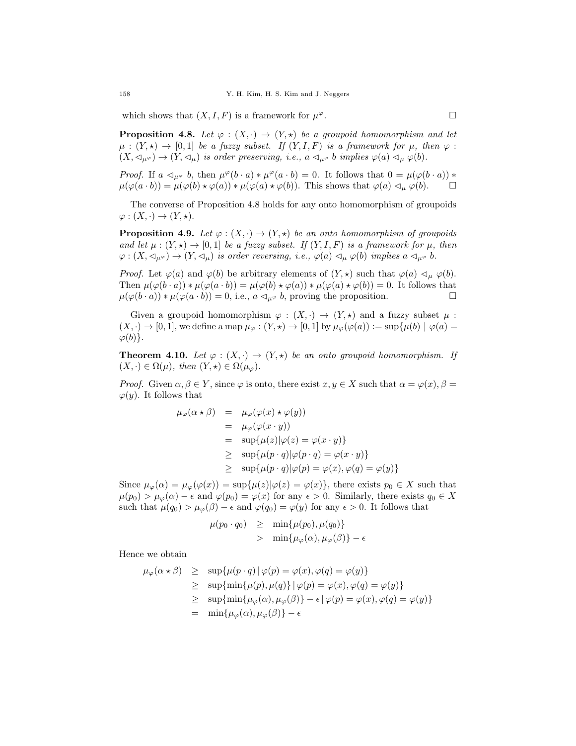which shows that $(X, I, F)$ is a framework for $\mu^{\varphi}$. $\square$

**Proposition 4.8.** *Let $\varphi : (X, \cdot) \to (Y, \star)$ be a groupoid homomorphism and let $\mu : (Y, \star) \to [0, 1]$ be a fuzzy subset. If $(Y, I, F)$ is a framework for $\mu$, then $\varphi : (X, \lhd_{\mu^{\varphi}}) \to (Y, \lhd_{\mu})$ is order preserving, i.e., $a \lhd_{\mu^{\varphi}} b$ implies $\varphi(a) \lhd_{\mu} \varphi(b)$.*

*Proof.* If $a \lhd_{\mu^{\varphi}} b$, then $\mu^{\varphi}(b \cdot a) * \mu^{\varphi}(a \cdot b) = 0$. It follows that $0 = \mu(\varphi(b \cdot a)) * \mu(\varphi(a \cdot b)) = \mu(\varphi(b) \star \varphi(a)) * \mu(\varphi(a) \star \varphi(b))$. This shows that $\varphi(a) \lhd_{\mu} \varphi(b)$. $\square$

The converse of Proposition 4.8 holds for any onto homomorphism of groupoids $\varphi : (X, \cdot) \to (Y, \star)$.

**Proposition 4.9.** *Let $\varphi : (X, \cdot) \to (Y, \star)$ be an onto homomorphism of groupoids and let $\mu : (Y, \star) \to [0, 1]$ be a fuzzy subset. If $(Y, I, F)$ is a framework for $\mu$, then $\varphi : (X, \lhd_{\mu^{\varphi}}) \to (Y, \lhd_{\mu})$ is order reversing, i.e., $\varphi(a) \lhd_{\mu} \varphi(b)$ implies $a \lhd_{\mu^{\varphi}} b$.*

*Proof.* Let $\varphi(a)$ and $\varphi(b)$ be arbitrary elements of $(Y, \star)$ such that $\varphi(a) \lhd_{\mu} \varphi(b)$. Then $\mu(\varphi(b \cdot a)) * \mu(\varphi(a \cdot b)) = \mu(\varphi(b) \star \varphi(a)) * \mu(\varphi(a) \star \varphi(b)) = 0$. It follows that $\mu(\varphi(b \cdot a)) * \mu(\varphi(a \cdot b)) = 0$, i.e., $a \lhd_{\mu^{\varphi}} b$, proving the proposition. $\square$

Given a groupoid homomorphism $\varphi : (X, \cdot) \to (Y, \star)$ and a fuzzy subset $\mu : (X, \cdot) \to [0, 1]$, we define a map $\mu_{\varphi} : (Y, \star) \to [0, 1]$ by $\mu_{\varphi}(\varphi(a)) := \sup\{\mu(b) \mid \varphi(a) = \varphi(b)\}$.

**Theorem 4.10.** *Let $\varphi : (X, \cdot) \to (Y, \star)$ be an onto groupoid homomorphism. If $(X, \cdot) \in \Omega(\mu)$, then $(Y, \star) \in \Omega(\mu_{\varphi})$.*

*Proof.* Given $\alpha, \beta \in Y$, since $\varphi$ is onto, there exist $x, y \in X$ such that $\alpha = \varphi(x), \beta = \varphi(y)$. It follows that

$$
\begin{aligned}
\mu_{\varphi}(\alpha \star \beta) &= \mu_{\varphi}(\varphi(x) \star \varphi(y)) \\
&= \mu_{\varphi}(\varphi(x \cdot y)) \\
&= \sup\{\mu(z) | \varphi(z) = \varphi(x \cdot y)\} \\
&\geq \sup\{\mu(p \cdot q) | \varphi(p \cdot q) = \varphi(x \cdot y)\} \\
&\geq \sup\{\mu(p \cdot q) | \varphi(p) = \varphi(x), \varphi(q) = \varphi(y)\}
\end{aligned}
$$

Since $\mu_{\varphi}(\alpha) = \mu_{\varphi}(\varphi(x)) = \sup\{\mu(z) | \varphi(z) = \varphi(x)\}$, there exists $p_0 \in X$ such that $\mu(p_0) > \mu_{\varphi}(\alpha) - \epsilon$ and $\varphi(p_0) = \varphi(x)$ for any $\epsilon > 0$. Similarly, there exists $q_0 \in X$ such that $\mu(q_0) > \mu_{\varphi}(\beta) - \epsilon$ and $\varphi(q_0) = \varphi(y)$ for any $\epsilon > 0$. It follows that

$$
\begin{aligned}
\mu(p_0 \cdot q_0) &\geq \min\{\mu(p_0), \mu(q_0)\} \\
&> \min\{\mu_{\varphi}(\alpha), \mu_{\varphi}(\beta)\} - \epsilon
\end{aligned}
$$

Hence we obtain

$$
\begin{aligned}
\mu_{\varphi}(\alpha \star \beta) &\geq \sup\{\mu(p \cdot q) \mid \varphi(p) = \varphi(x), \varphi(q) = \varphi(y)\} \\
&\geq \sup\{\min\{\mu(p), \mu(q)\} \mid \varphi(p) = \varphi(x), \varphi(q) = \varphi(y)\} \\
&\geq \sup\{\min\{\mu_{\varphi}(\alpha), \mu_{\varphi}(\beta)\} - \epsilon \mid \varphi(p) = \varphi(x), \varphi(q) = \varphi(y)\} \\
&= \min\{\mu_{\varphi}(\alpha), \mu_{\varphi}(\beta)\} - \epsilon
\end{aligned}
$$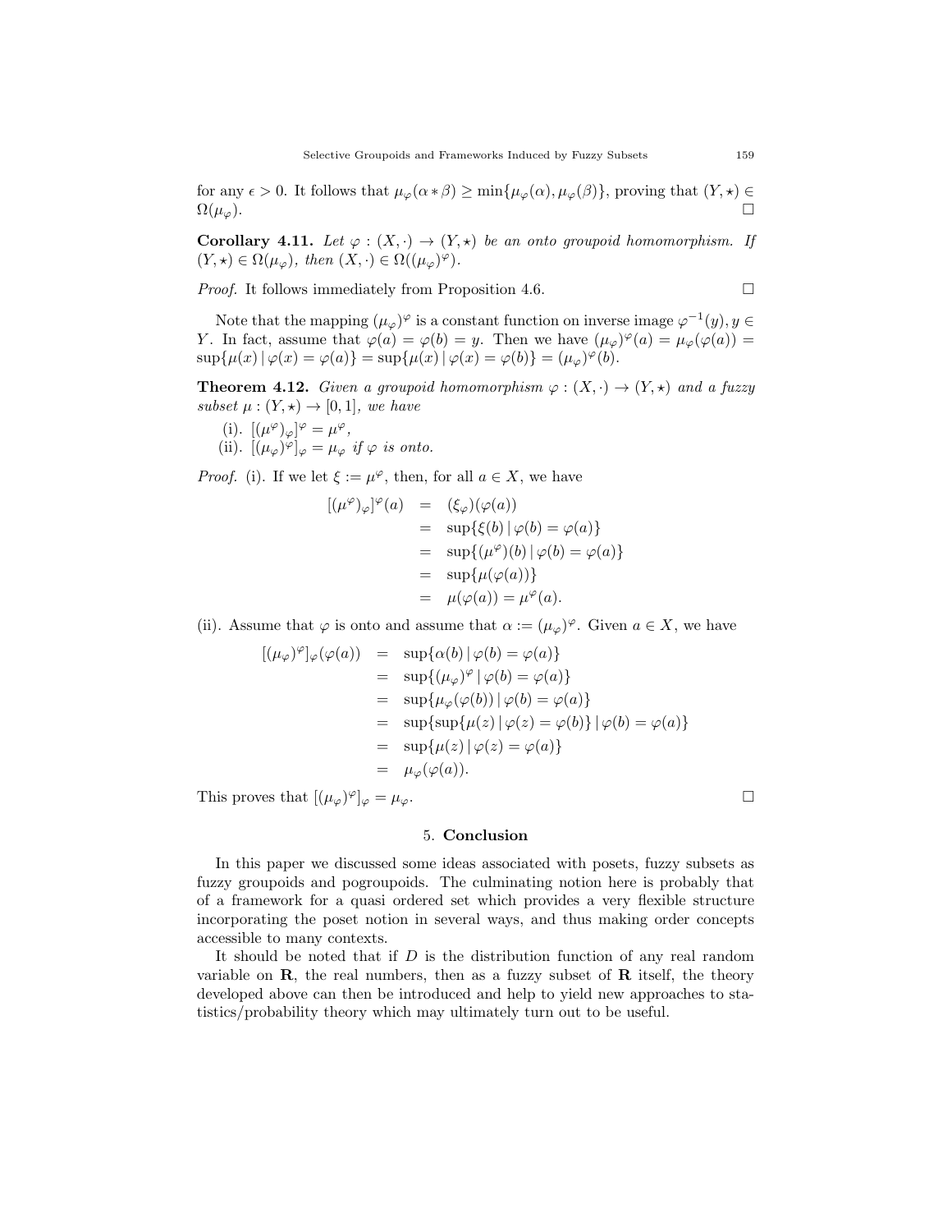for any $\epsilon > 0$. It follows that $\mu_\varphi(\alpha * \beta) \geq \min\{\mu_\varphi(\alpha), \mu_\varphi(\beta)\}$, proving that $(Y, \star) \in \Omega(\mu_\varphi)$. □

**Corollary 4.11.** *Let $\varphi : (X, \cdot) \to (Y, \star)$ be an onto groupoid homomorphism. If $(Y, \star) \in \Omega(\mu_\varphi)$, then $(X, \cdot) \in \Omega((\mu_\varphi)^\varphi)$.*

*Proof.* It follows immediately from Proposition 4.6. □

Note that the mapping $(\mu_\varphi)^\varphi$ is a constant function on inverse image $\varphi^{-1}(y), y \in Y$. In fact, assume that $\varphi(a) = \varphi(b) = y$. Then we have $(\mu_\varphi)^\varphi(a) = \mu_\varphi(\varphi(a)) = \sup\{\mu(x) \mid \varphi(x) = \varphi(a)\} = \sup\{\mu(x) \mid \varphi(x) = \varphi(b)\} = (\mu_\varphi)^\varphi(b)$.

**Theorem 4.12.** *Given a groupoid homomorphism $\varphi : (X, \cdot) \to (Y, \star)$ and a fuzzy subset $\mu : (Y, \star) \to [0, 1]$, we have*

(i). $[(\mu^\varphi)_\varphi]^\varphi = \mu^\varphi$,
(ii). $[(\mu_\varphi)^\varphi]_\varphi = \mu_\varphi$ *if $\varphi$ is onto.*

*Proof.* (i). If we let $\xi := \mu^\varphi$, then, for all $a \in X$, we have

$$\begin{aligned}
[(\mu^\varphi)_\varphi]^\varphi(a) &= (\xi_\varphi)(\varphi(a)) \\
&= \sup\{\xi(b) \mid \varphi(b) = \varphi(a)\} \\
&= \sup\{(\mu^\varphi)(b) \mid \varphi(b) = \varphi(a)\} \\
&= \sup\{\mu(\varphi(a))\} \\
&= \mu(\varphi(a)) = \mu^\varphi(a).
\end{aligned}$$

(ii). Assume that $\varphi$ is onto and assume that $\alpha := (\mu_\varphi)^\varphi$. Given $a \in X$, we have

$$\begin{aligned}
[(\mu_\varphi)^\varphi]_\varphi(\varphi(a)) &= \sup\{\alpha(b) \mid \varphi(b) = \varphi(a)\} \\
&= \sup\{(\mu_\varphi)^\varphi \mid \varphi(b) = \varphi(a)\} \\
&= \sup\{\mu_\varphi(\varphi(b)) \mid \varphi(b) = \varphi(a)\} \\
&= \sup\{\sup\{\mu(z) \mid \varphi(z) = \varphi(b)\} \mid \varphi(b) = \varphi(a)\} \\
&= \sup\{\mu(z) \mid \varphi(z) = \varphi(a)\} \\
&= \mu_\varphi(\varphi(a)).
\end{aligned}$$

This proves that $[(\mu_\varphi)^\varphi]_\varphi = \mu_\varphi$. □

## 5. Conclusion

In this paper we discussed some ideas associated with posets, fuzzy subsets as fuzzy groupoids and pogroupoids. The culminating notion here is probably that of a framework for a quasi ordered set which provides a very flexible structure incorporating the poset notion in several ways, and thus making order concepts accessible to many contexts.

It should be noted that if $D$ is the distribution function of any real random variable on $\mathbf{R}$, the real numbers, then as a fuzzy subset of $\mathbf{R}$ itself, the theory developed above can then be introduced and help to yield new approaches to statistics/probability theory which may ultimately turn out to be useful.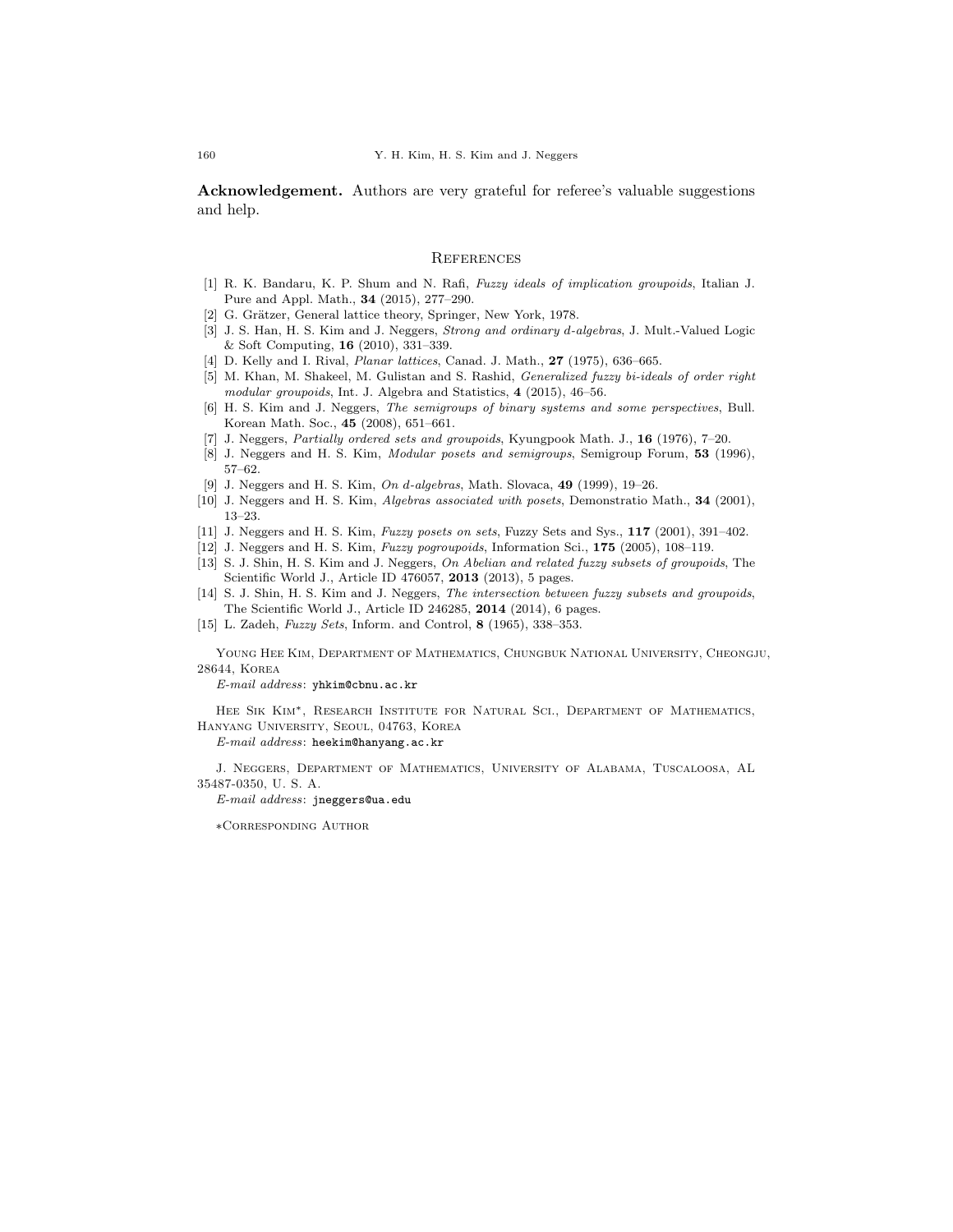**Acknowledgement.** Authors are very grateful for referee's valuable suggestions and help.

## References

[1] R. K. Bandaru, K. P. Shum and N. Rafi, *Fuzzy ideals of implication groupoids*, Italian J. Pure and Appl. Math., **34** (2015), 277–290.

[2] G. Grätzer, General lattice theory, Springer, New York, 1978.

[3] J. S. Han, H. S. Kim and J. Neggers, *Strong and ordinary d-algebras*, J. Mult.-Valued Logic & Soft Computing, **16** (2010), 331–339.

[4] D. Kelly and I. Rival, *Planar lattices*, Canad. J. Math., **27** (1975), 636–665.

[5] M. Khan, M. Shakeel, M. Gulistan and S. Rashid, *Generalized fuzzy bi-ideals of order right modular groupoids*, Int. J. Algebra and Statistics, **4** (2015), 46–56.

[6] H. S. Kim and J. Neggers, *The semigroups of binary systems and some perspectives*, Bull. Korean Math. Soc., **45** (2008), 651–661.

[7] J. Neggers, *Partially ordered sets and groupoids*, Kyungpook Math. J., **16** (1976), 7–20.

[8] J. Neggers and H. S. Kim, *Modular posets and semigroups*, Semigroup Forum, **53** (1996), 57–62.

[9] J. Neggers and H. S. Kim, *On d-algebras*, Math. Slovaca, **49** (1999), 19–26.

[10] J. Neggers and H. S. Kim, *Algebras associated with posets*, Demonstratio Math., **34** (2001), 13–23.

[11] J. Neggers and H. S. Kim, *Fuzzy posets on sets*, Fuzzy Sets and Sys., **117** (2001), 391–402.

[12] J. Neggers and H. S. Kim, *Fuzzy pogroupoids*, Information Sci., **175** (2005), 108–119.

[13] S. J. Shin, H. S. Kim and J. Neggers, *On Abelian and related fuzzy subsets of groupoids*, The Scientific World J., Article ID 476057, **2013** (2013), 5 pages.

[14] S. J. Shin, H. S. Kim and J. Neggers, *The intersection between fuzzy subsets and groupoids*, The Scientific World J., Article ID 246285, **2014** (2014), 6 pages.

[15] L. Zadeh, *Fuzzy Sets*, Inform. and Control, **8** (1965), 338–353.

Young Hee Kim, Department of Mathematics, Chungbuk National University, Cheongju, 28644, Korea

*E-mail address*: yhkim@cbnu.ac.kr

Hee Sik Kim*, Research Institute for Natural Sci., Department of Mathematics, Hanyang University, Seoul, 04763, Korea

*E-mail address*: heekim@hanyang.ac.kr

J. Neggers, Department of Mathematics, University of Alabama, Tuscaloosa, AL 35487-0350, U. S. A.

*E-mail address*: jneggers@ua.edu

*Corresponding Author